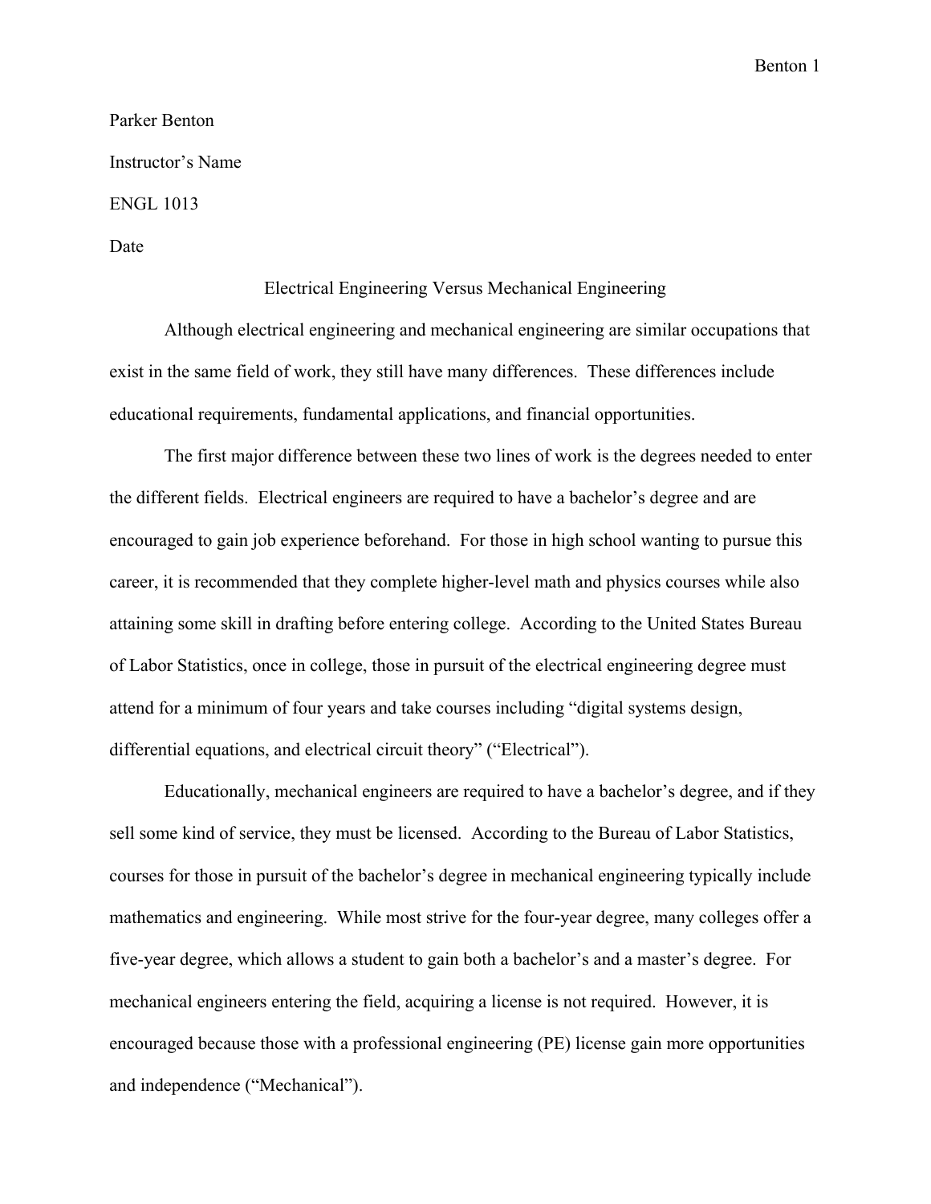Parker Benton

Instructor's Name

ENGL 1013

Date

# Electrical Engineering Versus Mechanical Engineering

Although electrical engineering and mechanical engineering are similar occupations that exist in the same field of work, they still have many differences. These differences include educational requirements, fundamental applications, and financial opportunities.

The first major difference between these two lines of work is the degrees needed to enter the different fields. Electrical engineers are required to have a bachelor's degree and are encouraged to gain job experience beforehand. For those in high school wanting to pursue this career, it is recommended that they complete higher-level math and physics courses while also attaining some skill in drafting before entering college. According to the United States Bureau of Labor Statistics, once in college, those in pursuit of the electrical engineering degree must attend for a minimum of four years and take courses including "digital systems design, differential equations, and electrical circuit theory" ("Electrical").

Educationally, mechanical engineers are required to have a bachelor's degree, and if they sell some kind of service, they must be licensed. According to the Bureau of Labor Statistics, courses for those in pursuit of the bachelor's degree in mechanical engineering typically include mathematics and engineering. While most strive for the four-year degree, many colleges offer a five-year degree, which allows a student to gain both a bachelor's and a master's degree. For mechanical engineers entering the field, acquiring a license is not required. However, it is encouraged because those with a professional engineering (PE) license gain more opportunities and independence ("Mechanical").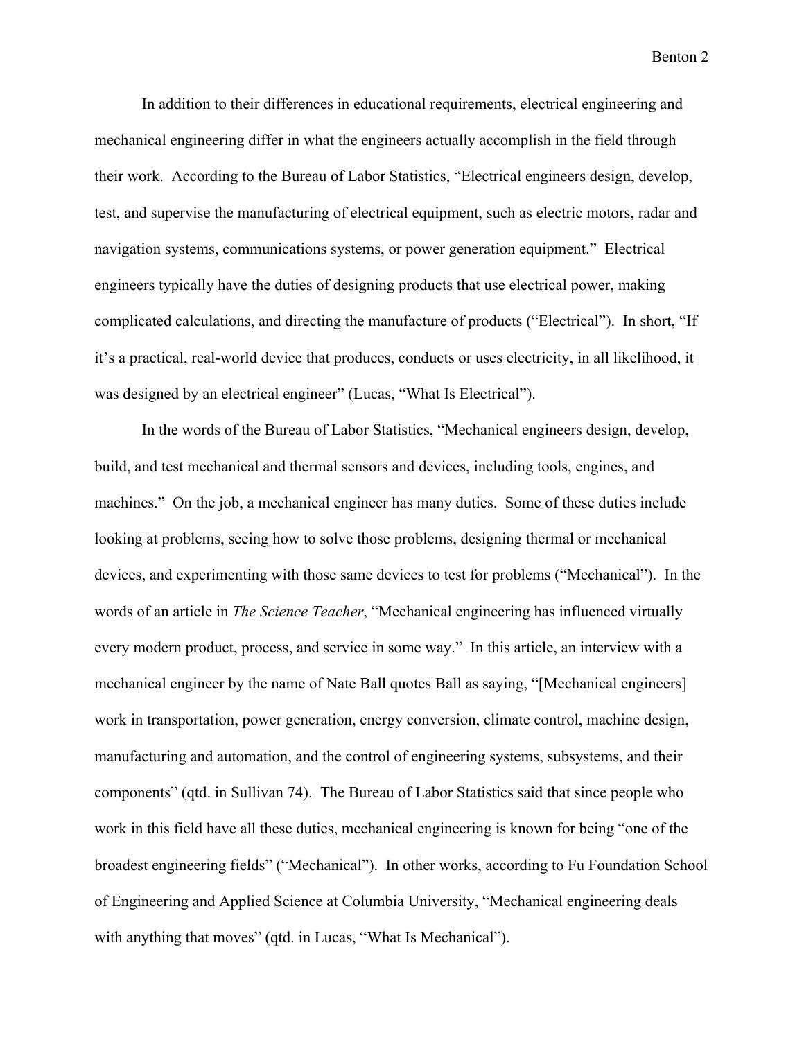In addition to their differences in educational requirements, electrical engineering and mechanical engineering differ in what the engineers actually accomplish in the field through their work. According to the Bureau of Labor Statistics, "Electrical engineers design, develop, test, and supervise the manufacturing of electrical equipment, such as electric motors, radar and navigation systems, communications systems, or power generation equipment." Electrical engineers typically have the duties of designing products that use electrical power, making complicated calculations, and directing the manufacture of products ("Electrical"). In short, "If it's a practical, real-world device that produces, conducts or uses electricity, in all likelihood, it was designed by an electrical engineer" (Lucas, "What Is Electrical").

In the words of the Bureau of Labor Statistics, "Mechanical engineers design, develop, build, and test mechanical and thermal sensors and devices, including tools, engines, and machines." On the job, a mechanical engineer has many duties. Some of these duties include looking at problems, seeing how to solve those problems, designing thermal or mechanical devices, and experimenting with those same devices to test for problems ("Mechanical"). In the words of an article in *The Science Teacher*, "Mechanical engineering has influenced virtually every modern product, process, and service in some way." In this article, an interview with a mechanical engineer by the name of Nate Ball quotes Ball as saying, "[Mechanical engineers] work in transportation, power generation, energy conversion, climate control, machine design, manufacturing and automation, and the control of engineering systems, subsystems, and their components" (qtd. in Sullivan 74). The Bureau of Labor Statistics said that since people who work in this field have all these duties, mechanical engineering is known for being "one of the broadest engineering fields" ("Mechanical"). In other works, according to Fu Foundation School of Engineering and Applied Science at Columbia University, "Mechanical engineering deals with anything that moves" (qtd. in Lucas, "What Is Mechanical").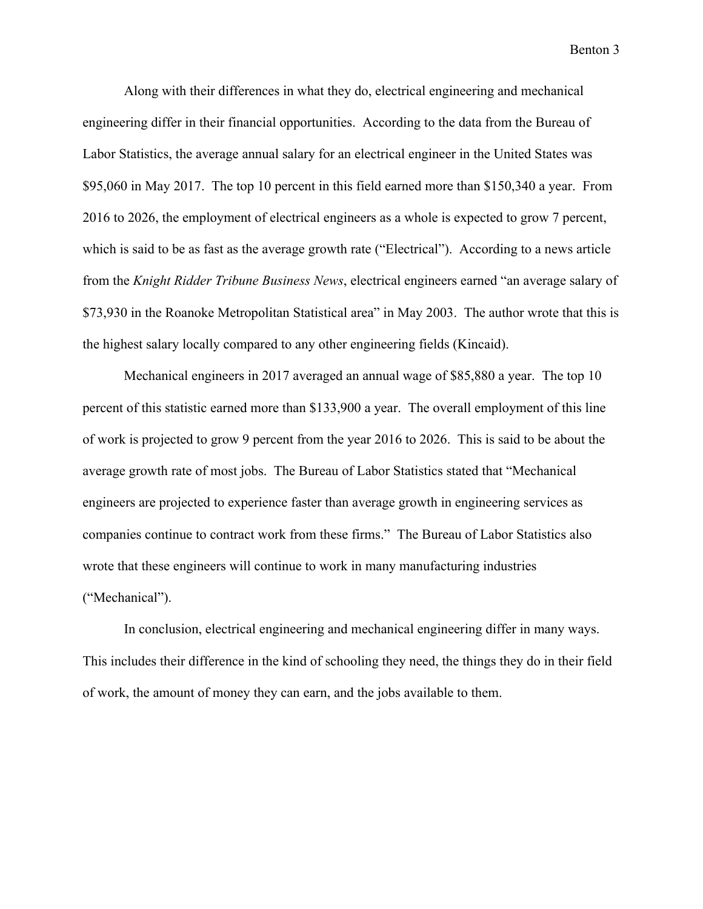Along with their differences in what they do, electrical engineering and mechanical engineering differ in their financial opportunities. According to the data from the Bureau of Labor Statistics, the average annual salary for an electrical engineer in the United States was $95,060 in May 2017. The top 10 percent in this field earned more than $150,340 a year. From 2016 to 2026, the employment of electrical engineers as a whole is expected to grow 7 percent, which is said to be as fast as the average growth rate ("Electrical"). According to a news article from the *Knight Ridder Tribune Business News*, electrical engineers earned "an average salary of $73,930 in the Roanoke Metropolitan Statistical area" in May 2003. The author wrote that this is the highest salary locally compared to any other engineering fields (Kincaid).

Mechanical engineers in 2017 averaged an annual wage of $85,880 a year. The top 10 percent of this statistic earned more than $133,900 a year. The overall employment of this line of work is projected to grow 9 percent from the year 2016 to 2026. This is said to be about the average growth rate of most jobs. The Bureau of Labor Statistics stated that "Mechanical engineers are projected to experience faster than average growth in engineering services as companies continue to contract work from these firms." The Bureau of Labor Statistics also wrote that these engineers will continue to work in many manufacturing industries ("Mechanical").

In conclusion, electrical engineering and mechanical engineering differ in many ways. This includes their difference in the kind of schooling they need, the things they do in their field of work, the amount of money they can earn, and the jobs available to them.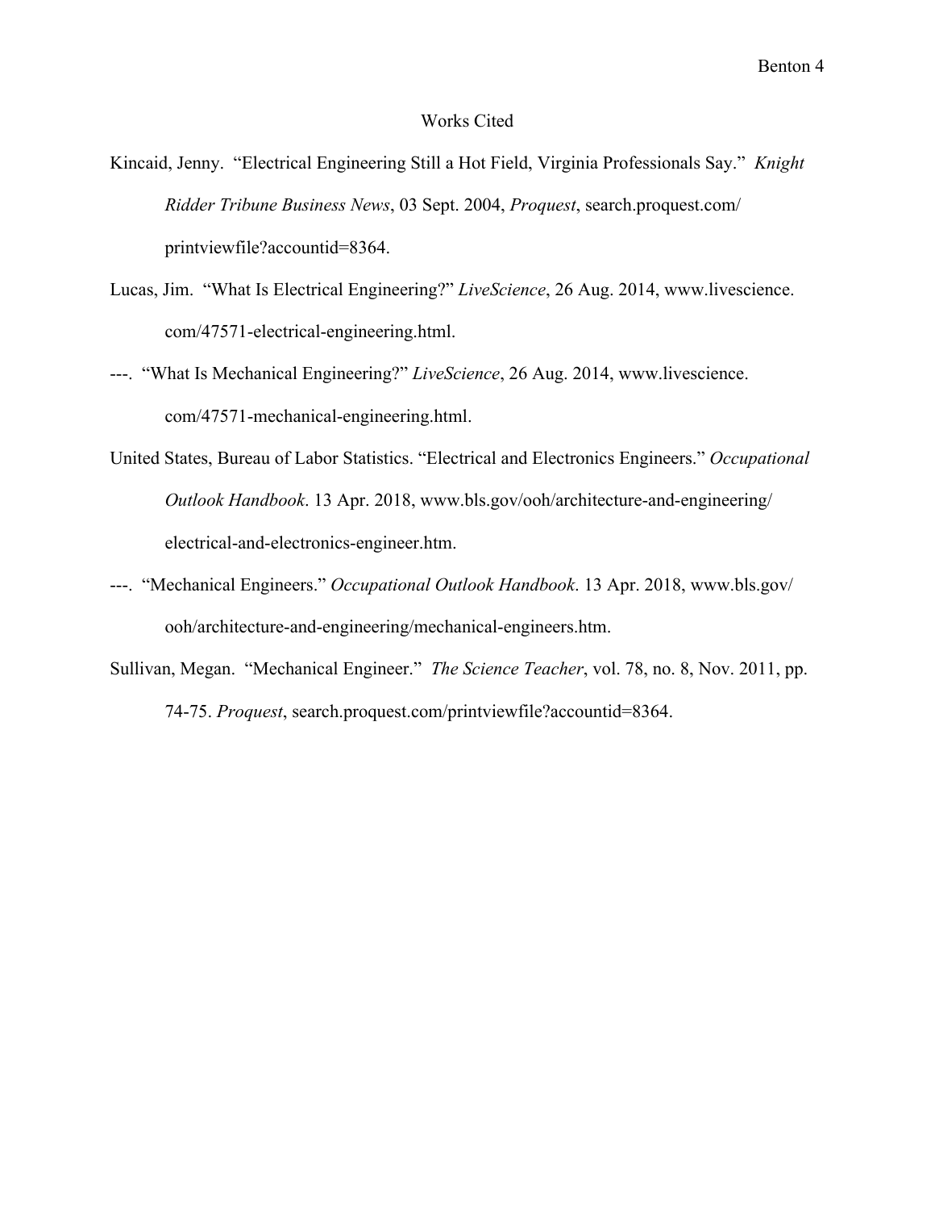# Works Cited

Kincaid, Jenny. "Electrical Engineering Still a Hot Field, Virginia Professionals Say." *Knight Ridder Tribune Business News*, 03 Sept. 2004, *Proquest*, search.proquest.com/printviewfile?accountid=8364.

Lucas, Jim. "What Is Electrical Engineering?" *LiveScience*, 26 Aug. 2014, www.livescience.com/47571-electrical-engineering.html.

---. "What Is Mechanical Engineering?" *LiveScience*, 26 Aug. 2014, www.livescience.com/47571-mechanical-engineering.html.

United States, Bureau of Labor Statistics. "Electrical and Electronics Engineers." *Occupational Outlook Handbook*. 13 Apr. 2018, www.bls.gov/ooh/architecture-and-engineering/electrical-and-electronics-engineer.htm.

---. "Mechanical Engineers." *Occupational Outlook Handbook*. 13 Apr. 2018, www.bls.gov/ooh/architecture-and-engineering/mechanical-engineers.htm.

Sullivan, Megan. "Mechanical Engineer." *The Science Teacher*, vol. 78, no. 8, Nov. 2011, pp. 74-75. *Proquest*, search.proquest.com/printviewfile?accountid=8364.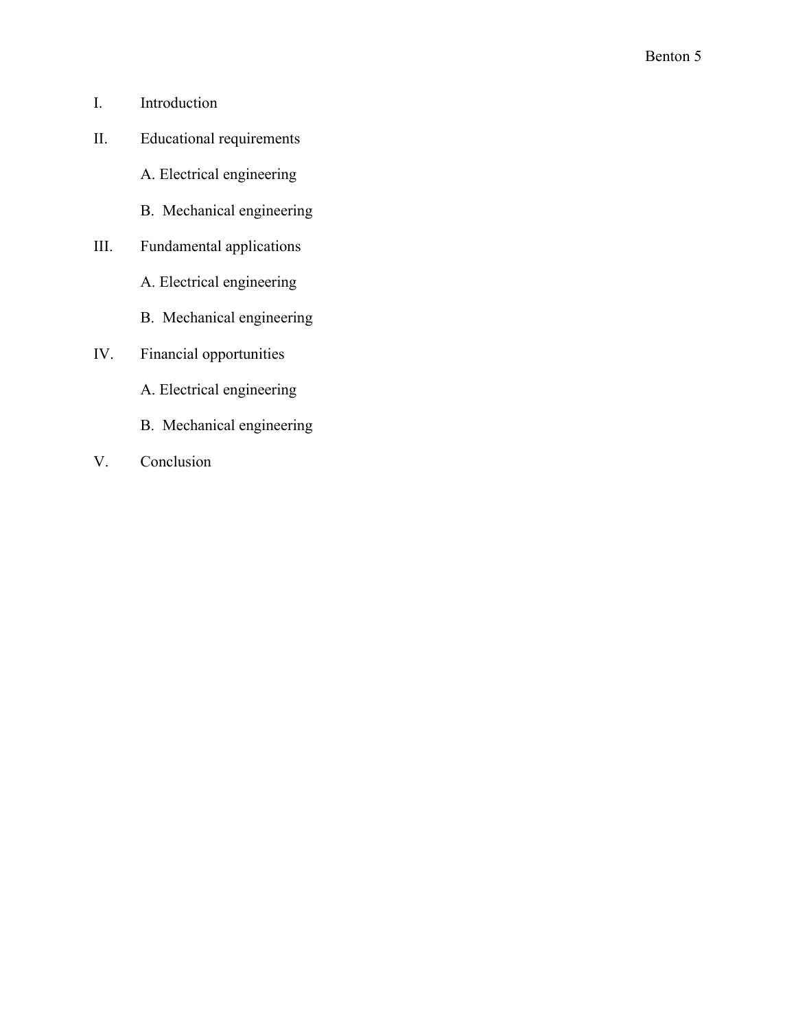I. Introduction

II. Educational requirements

   A. Electrical engineering

   B. Mechanical engineering

III. Fundamental applications

   A. Electrical engineering

   B. Mechanical engineering

IV. Financial opportunities

   A. Electrical engineering

   B. Mechanical engineering

V. Conclusion